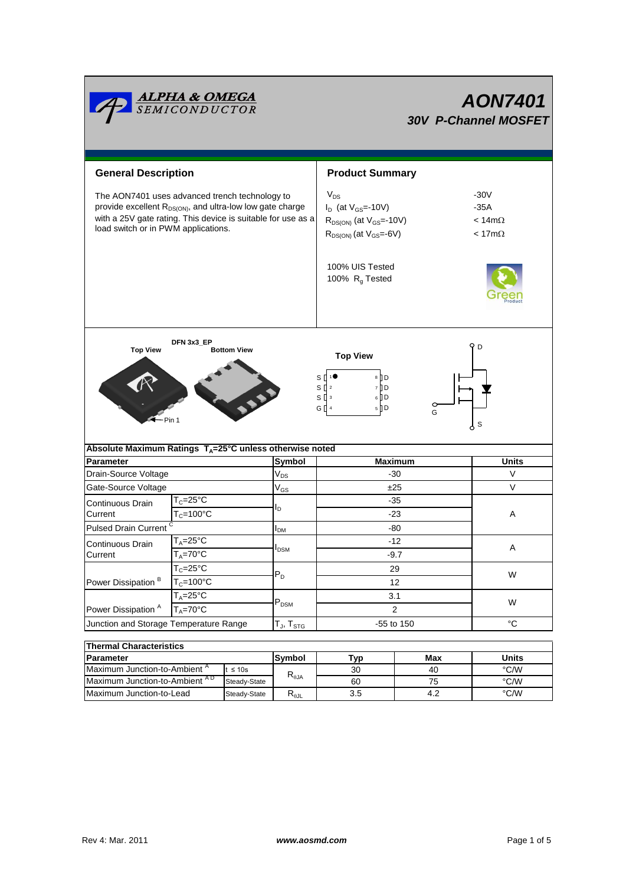# AON7401

## 30V P-Channel MOSFET

## General Description

The AON7401 uses advanced trench technology to provide excellent $R_{DS(ON)}$, and ultra-low low gate charge with a 25V gate rating. This device is suitable for use as a load switch or in PWM applications.

## Product Summary

| | |
|---|---|
| $V_{DS}$ | -30V |
| $I_D$ (at $V_{GS}$=-10V) | -35A |
| $R_{DS(ON)}$ (at $V_{GS}$=-10V) | < 14mΩ |
| $R_{DS(ON)}$ (at $V_{GS}$=-6V) | < 17mΩ |

100% UIS Tested
100% $R_g$ Tested

DFN 3x3_EP

Top View — Bottom View — Pin 1

Top View: S 1, S 2, S 3, G 4 / D 8, D 7, D 6, D 5

## Absolute Maximum Ratings $T_A$=25°C unless otherwise noted

| Parameter | | Symbol | Maximum | Units |
|---|---|---|---|---|
| Drain-Source Voltage | | $V_{DS}$ | -30 | V |
| Gate-Source Voltage | | $V_{GS}$ | ±25 | V |
| Continuous Drain Current | $T_C$=25°C | $I_D$ | -35 | A |
| | $T_C$=100°C | | -23 | |
| Pulsed Drain Current [C] | | $I_{DM}$ | -80 | |
| Continuous Drain Current | $T_A$=25°C | $I_{DSM}$ | -12 | A |
| | $T_A$=70°C | | -9.7 | |
| Power Dissipation [B] | $T_C$=25°C | $P_D$ | 29 | W |
| | $T_C$=100°C | | 12 | |
| Power Dissipation [A] | $T_A$=25°C | $P_{DSM}$ | 3.1 | W |
| | $T_A$=70°C | | 2 | |
| Junction and Storage Temperature Range | | $T_J$, $T_{STG}$ | -55 to 150 | °C |

## Thermal Characteristics

| Parameter | | Symbol | Typ | Max | Units |
|---|---|---|---|---|---|
| Maximum Junction-to-Ambient [A] | t ≤ 10s | $R_{\theta JA}$ | 30 | 40 | °C/W |
| Maximum Junction-to-Ambient [A D] | Steady-State | | 60 | 75 | °C/W |
| Maximum Junction-to-Lead | Steady-State | $R_{\theta JL}$ | 3.5 | 4.2 | °C/W |

Rev 4: Mar. 2011 www.aosmd.com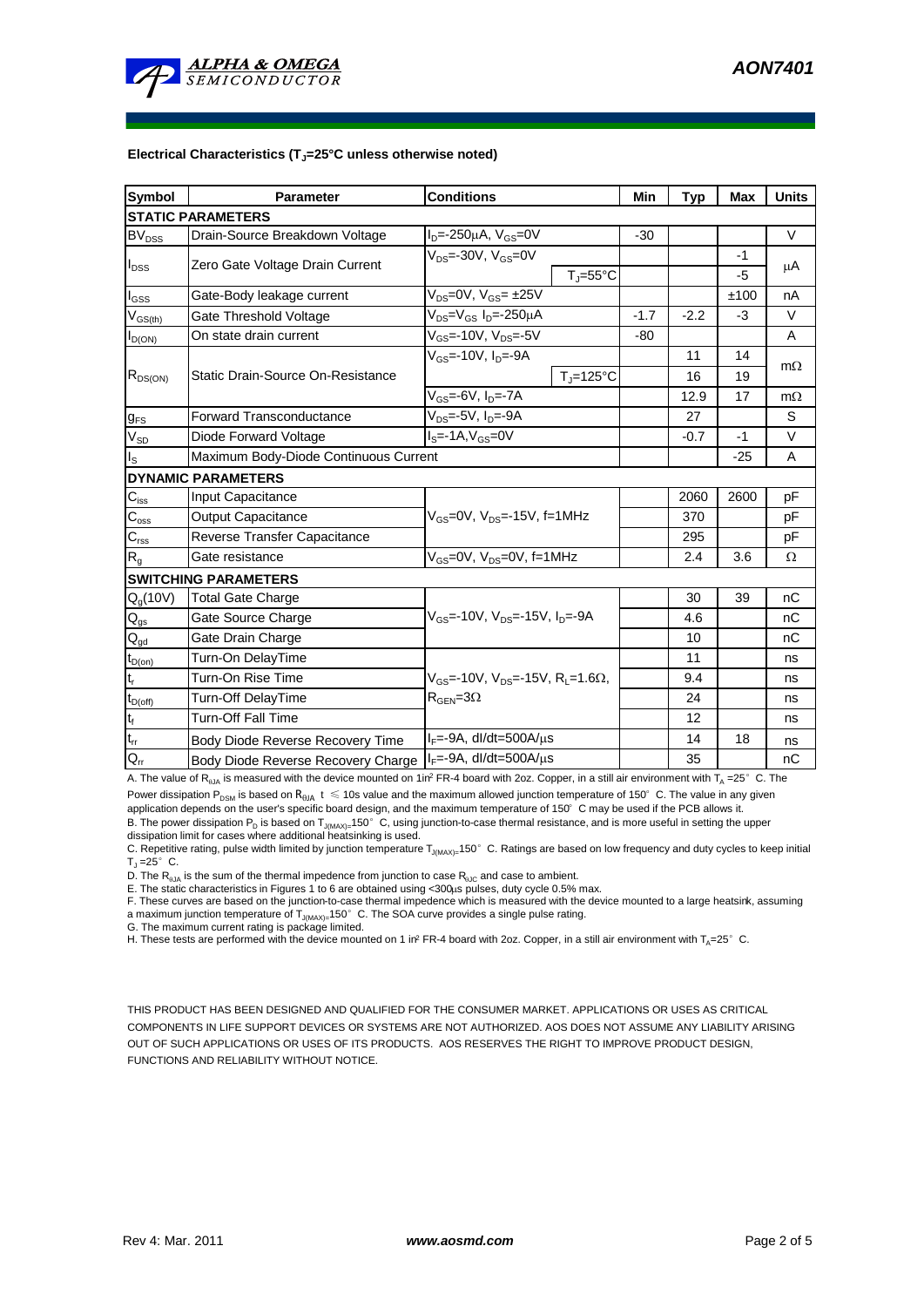**Electrical Characteristics ($T_J$=25°C unless otherwise noted)**

| Symbol | Parameter | Conditions | | Min | Typ | Max | Units |
|---|---|---|---|---|---|---|---|
| **STATIC PARAMETERS** | | | | | | | |
| $BV_{DSS}$ | Drain-Source Breakdown Voltage | $I_D$=-250µA, $V_{GS}$=0V | | -30 | | | V |
| $I_{DSS}$ | Zero Gate Voltage Drain Current | $V_{DS}$=-30V, $V_{GS}$=0V | | | | -1 | µA |
| | | | $T_J$=55°C | | | -5 | |
| $I_{GSS}$ | Gate-Body leakage current | $V_{DS}$=0V, $V_{GS}$= ±25V | | | | ±100 | nA |
| $V_{GS(th)}$ | Gate Threshold Voltage | $V_{DS}$=$V_{GS}$ $I_D$=-250µA | | -1.7 | -2.2 | -3 | V |
| $I_{D(ON)}$ | On state drain current | $V_{GS}$=-10V, $V_{DS}$=-5V | | -80 | | | A |
| $R_{DS(ON)}$ | Static Drain-Source On-Resistance | $V_{GS}$=-10V, $I_D$=-9A | | | 11 | 14 | mΩ |
| | | | $T_J$=125°C | | 16 | 19 | |
| | | $V_{GS}$=-6V, $I_D$=-7A | | | 12.9 | 17 | mΩ |
| $g_{FS}$ | Forward Transconductance | $V_{DS}$=-5V, $I_D$=-9A | | | 27 | | S |
| $V_{SD}$ | Diode Forward Voltage | $I_S$=-1A,$V_{GS}$=0V | | | -0.7 | -1 | V |
| $I_S$ | Maximum Body-Diode Continuous Current | | | | | -25 | A |
| **DYNAMIC PARAMETERS** | | | | | | | |
| $C_{iss}$ | Input Capacitance | $V_{GS}$=0V, $V_{DS}$=-15V, f=1MHz | | | 2060 | 2600 | pF |
| $C_{oss}$ | Output Capacitance | | | | 370 | | pF |
| $C_{rss}$ | Reverse Transfer Capacitance | | | | 295 | | pF |
| $R_g$ | Gate resistance | $V_{GS}$=0V, $V_{DS}$=0V, f=1MHz | | | 2.4 | 3.6 | Ω |
| **SWITCHING PARAMETERS** | | | | | | | |
| $Q_g$(10V) | Total Gate Charge | $V_{GS}$=-10V, $V_{DS}$=-15V, $I_D$=-9A | | | 30 | 39 | nC |
| $Q_{gs}$ | Gate Source Charge | | | | 4.6 | | nC |
| $Q_{gd}$ | Gate Drain Charge | | | | 10 | | nC |
| $t_{D(on)}$ | Turn-On DelayTime | $V_{GS}$=-10V, $V_{DS}$=-15V, $R_L$=1.6Ω, $R_{GEN}$=3Ω | | | 11 | | ns |
| $t_r$ | Turn-On Rise Time | | | | 9.4 | | ns |
| $t_{D(off)}$ | Turn-Off DelayTime | | | | 24 | | ns |
| $t_f$ | Turn-Off Fall Time | | | | 12 | | ns |
| $t_{rr}$ | Body Diode Reverse Recovery Time | $I_F$=-9A, dI/dt=500A/µs | | | 14 | 18 | ns |
| $Q_{rr}$ | Body Diode Reverse Recovery Charge | $I_F$=-9A, dI/dt=500A/µs | | | 35 | | nC |

A. The value of $R_{\theta JA}$ is measured with the device mounted on 1in² FR-4 board with 2oz. Copper, in a still air environment with $T_A$ =25° C. The Power dissipation $P_{DSM}$ is based on $R_{\theta JA}$ t ≤ 10s value and the maximum allowed junction temperature of 150° C. The value in any given application depends on the user's specific board design, and the maximum temperature of 150° C may be used if the PCB allows it.
B. The power dissipation $P_D$ is based on $T_{J(MAX)}$=150° C, using junction-to-case thermal resistance, and is more useful in setting the upper dissipation limit for cases where additional heatsinking is used.
C. Repetitive rating, pulse width limited by junction temperature $T_{J(MAX)}$=150° C. Ratings are based on low frequency and duty cycles to keep initial $T_J$ =25° C.
D. The $R_{\theta JA}$ is the sum of the thermal impedence from junction to case $R_{\theta JC}$ and case to ambient.
E. The static characteristics in Figures 1 to 6 are obtained using <300µs pulses, duty cycle 0.5% max.
F. These curves are based on the junction-to-case thermal impedence which is measured with the device mounted to a large heatsink, assuming a maximum junction temperature of $T_{J(MAX)}$=150° C. The SOA curve provides a single pulse rating.
G. The maximum current rating is package limited.
H. These tests are performed with the device mounted on 1 in² FR-4 board with 2oz. Copper, in a still air environment with $T_A$=25° C.

THIS PRODUCT HAS BEEN DESIGNED AND QUALIFIED FOR THE CONSUMER MARKET. APPLICATIONS OR USES AS CRITICAL COMPONENTS IN LIFE SUPPORT DEVICES OR SYSTEMS ARE NOT AUTHORIZED. AOS DOES NOT ASSUME ANY LIABILITY ARISING OUT OF SUCH APPLICATIONS OR USES OF ITS PRODUCTS. AOS RESERVES THE RIGHT TO IMPROVE PRODUCT DESIGN, FUNCTIONS AND RELIABILITY WITHOUT NOTICE.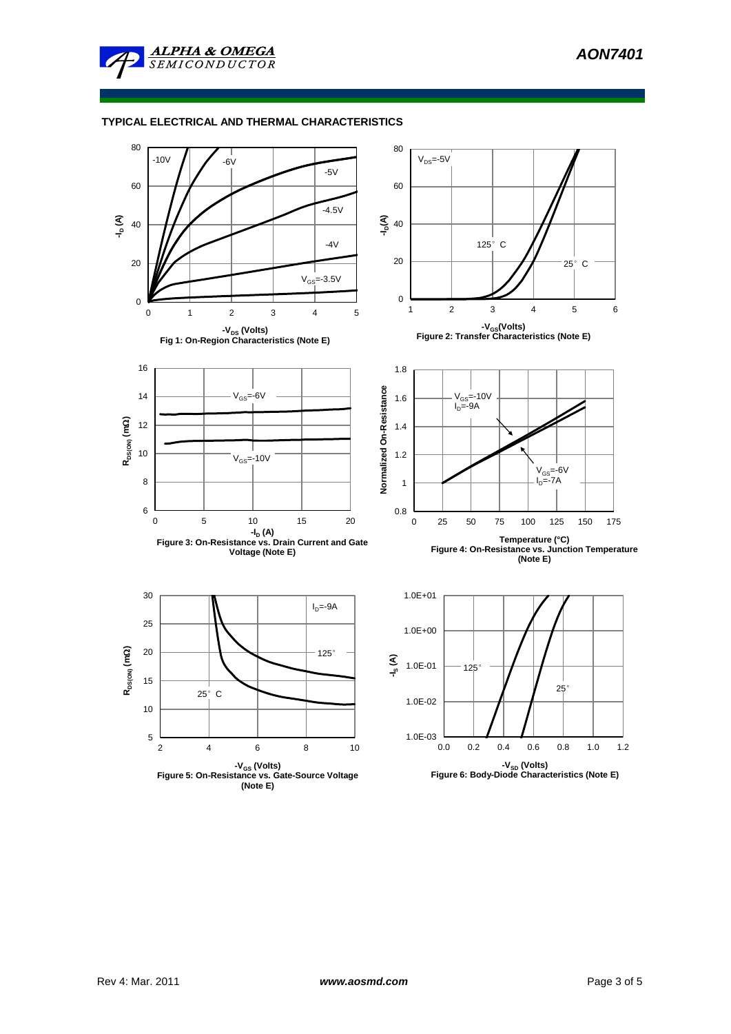## TYPICAL ELECTRICAL AND THERMAL CHARACTERISTICS

Fig 1: On-Region Characteristics (Note E)

Figure 2: Transfer Characteristics (Note E)

Figure 3: On-Resistance vs. Drain Current and Gate Voltage (Note E)

Figure 4: On-Resistance vs. Junction Temperature (Note E)

Figure 5: On-Resistance vs. Gate-Source Voltage (Note E)

Figure 6: Body-Diode Characteristics (Note E)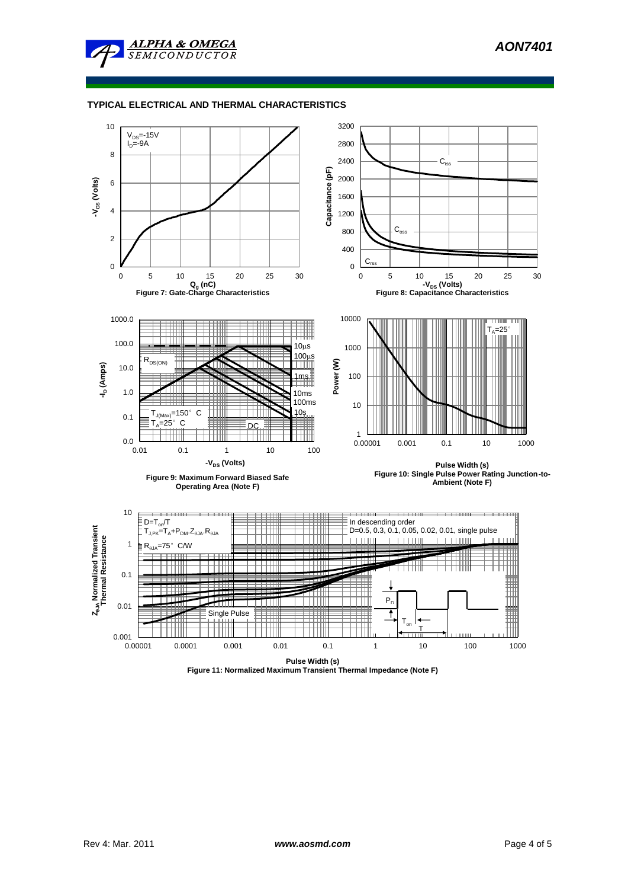## TYPICAL ELECTRICAL AND THERMAL CHARACTERISTICS

$V_{DS}$=-15V
$I_D$=-9A

$-V_{GS}$ (Volts)

$Q_g$ (nC)

Figure 7: Gate-Charge Characteristics

Capacitance (pF)

$C_{iss}$

$C_{oss}$

$C_{rss}$

$-V_{DS}$ (Volts)

Figure 8: Capacitance Characteristics

$-I_D$ (Amps)

$R_{DS(ON)}$

10µs
100µs
1ms
10ms
100ms
10s
DC

$T_{J(Max)}$=150° C
$T_A$=25° C

$-V_{DS}$ (Volts)

Figure 9: Maximum Forward Biased Safe Operating Area (Note F)

Power (W)

$T_A$=25°

Pulse Width (s)

Figure 10: Single Pulse Power Rating Junction-to-Ambient (Note F)

$Z_{\theta JA}$ Normalized Transient Thermal Resistance

$D=T_{on}/T$
$T_{J,PK}=T_A+P_{DM}.Z_{\theta JA}.R_{\theta JA}$
$R_{\theta JA}$=75° C/W

In descending order
D=0.5, 0.3, 0.1, 0.05, 0.02, 0.01, single pulse

Single Pulse

$P_D$
$T_{on}$
T

Pulse Width (s)

Figure 11: Normalized Maximum Transient Thermal Impedance (Note F)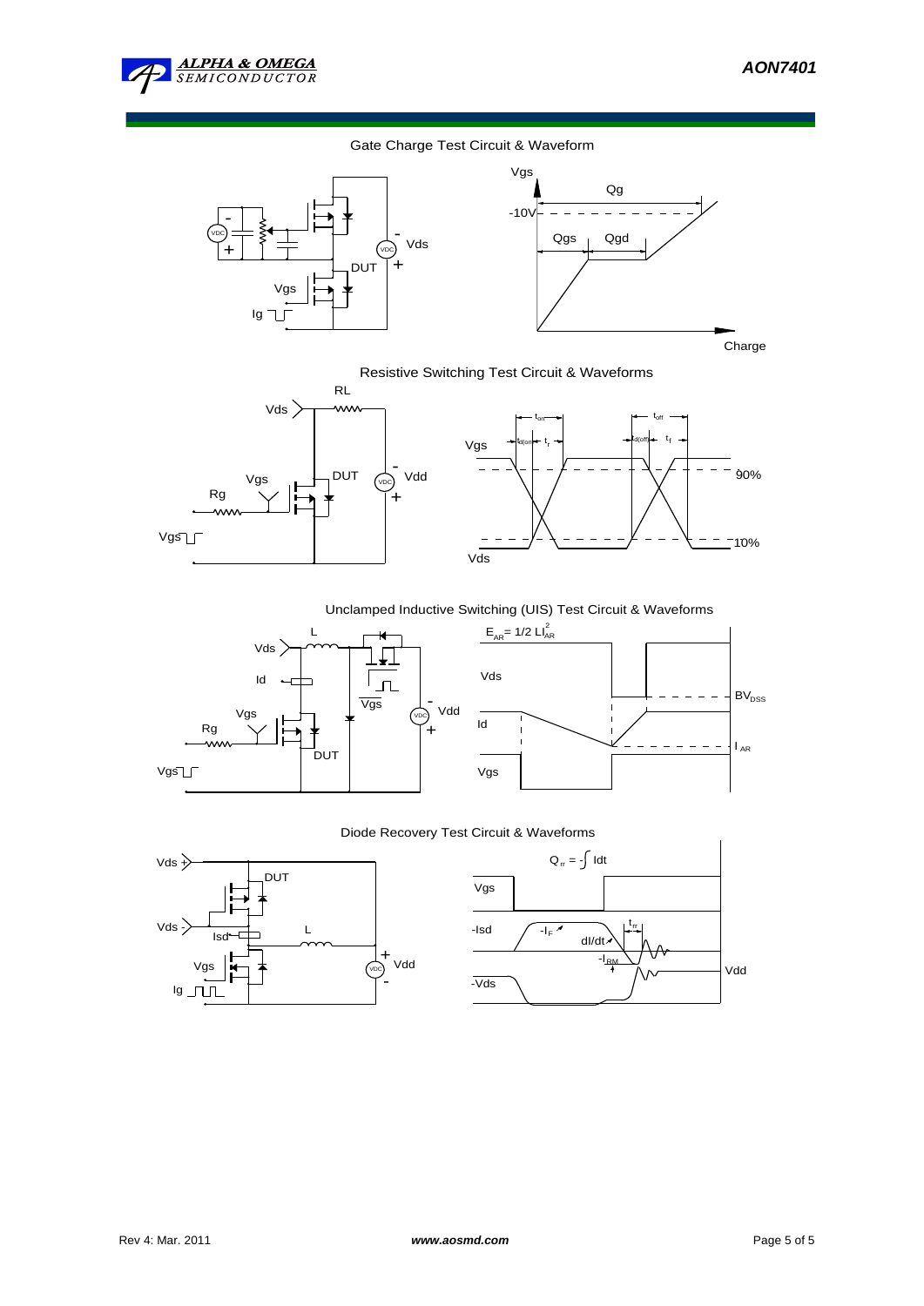## Gate Charge Test Circuit & Waveform

VDC
-
+
Vgs
Ig
DUT
VDC
-
+
Vds

Vgs
Qg
-10V
Qgs
Qgd
Charge

## Resistive Switching Test Circuit & Waveforms

RL
Vds
Vgs
Rg
Vgs
DUT
VDC
-
+
Vdd

Vgs
$t_{on}$
$t_{d(on)}$
$t_r$
$t_{off}$
$t_{d(off)}$
$t_f$
90%
10%
Vds

## Unclamped Inductive Switching (UIS) Test Circuit & Waveforms

L
Vds
Id
Vgs
Rg
Vgs
DUT
Vgs
VDC
-
+
Vdd

$E_{AR} = 1/2\ LI_{AR}^2$
Vds
Id
Vgs
$BV_{DSS}$
$I_{AR}$

## Diode Recovery Test Circuit & Waveforms

Vds +
DUT
Vds -
Isd
L
Vgs
Ig
VDC
+
-
Vdd

$Q_{rr} = -\int Idt$
Vgs
-Isd
$-I_F$
dI/dt
$t_{rr}$
$-I_{RM}$
-Vds
Vdd